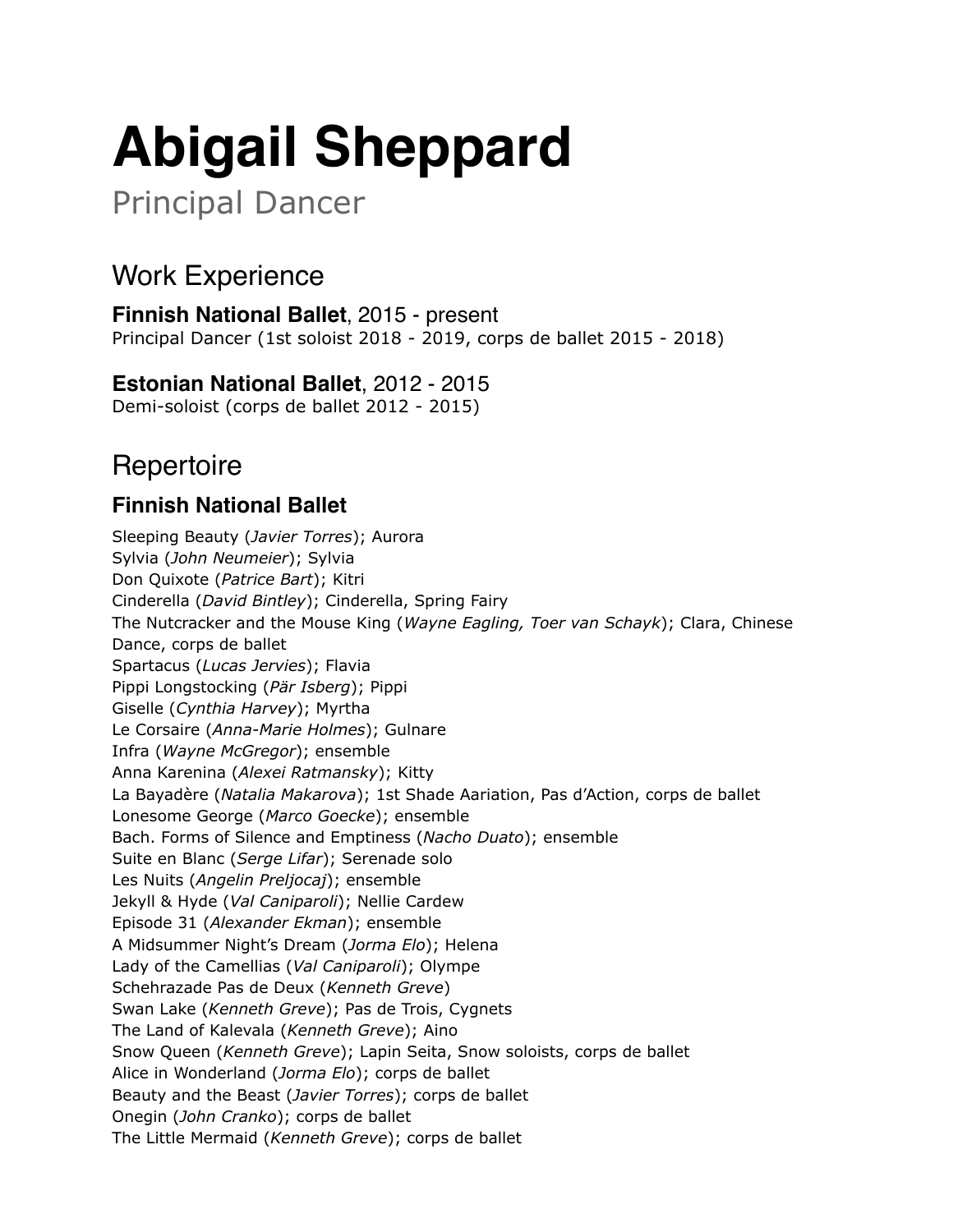# Abigail Sheppard

Principal Dancer

## Work Experience

**Finnish National Ballet**, 2015 - present
Principal Dancer (1st soloist 2018 - 2019, corps de ballet 2015 - 2018)

**Estonian National Ballet**, 2012 - 2015
Demi-soloist (corps de ballet 2012 - 2015)

## Repertoire

### Finnish National Ballet

Sleeping Beauty (*Javier Torres*); Aurora
Sylvia (*John Neumeier*); Sylvia
Don Quixote (*Patrice Bart*); Kitri
Cinderella (*David Bintley*); Cinderella, Spring Fairy
The Nutcracker and the Mouse King (*Wayne Eagling, Toer van Schayk*); Clara, Chinese Dance, corps de ballet
Spartacus (*Lucas Jervies*); Flavia
Pippi Longstocking (*Pär Isberg*); Pippi
Giselle (*Cynthia Harvey*); Myrtha
Le Corsaire (*Anna-Marie Holmes*); Gulnare
Infra (*Wayne McGregor*); ensemble
Anna Karenina (*Alexei Ratmansky*); Kitty
La Bayadère (*Natalia Makarova*); 1st Shade Aariation, Pas d'Action, corps de ballet
Lonesome George (*Marco Goecke*); ensemble
Bach. Forms of Silence and Emptiness (*Nacho Duato*); ensemble
Suite en Blanc (*Serge Lifar*); Serenade solo
Les Nuits (*Angelin Preljocaj*); ensemble
Jekyll & Hyde (*Val Caniparoli*); Nellie Cardew
Episode 31 (*Alexander Ekman*); ensemble
A Midsummer Night's Dream (*Jorma Elo*); Helena
Lady of the Camellias (*Val Caniparoli*); Olympe
Schehrazade Pas de Deux (*Kenneth Greve*)
Swan Lake (*Kenneth Greve*); Pas de Trois, Cygnets
The Land of Kalevala (*Kenneth Greve*); Aino
Snow Queen (*Kenneth Greve*); Lapin Seita, Snow soloists, corps de ballet
Alice in Wonderland (*Jorma Elo*); corps de ballet
Beauty and the Beast (*Javier Torres*); corps de ballet
Onegin (*John Cranko*); corps de ballet
The Little Mermaid (*Kenneth Greve*); corps de ballet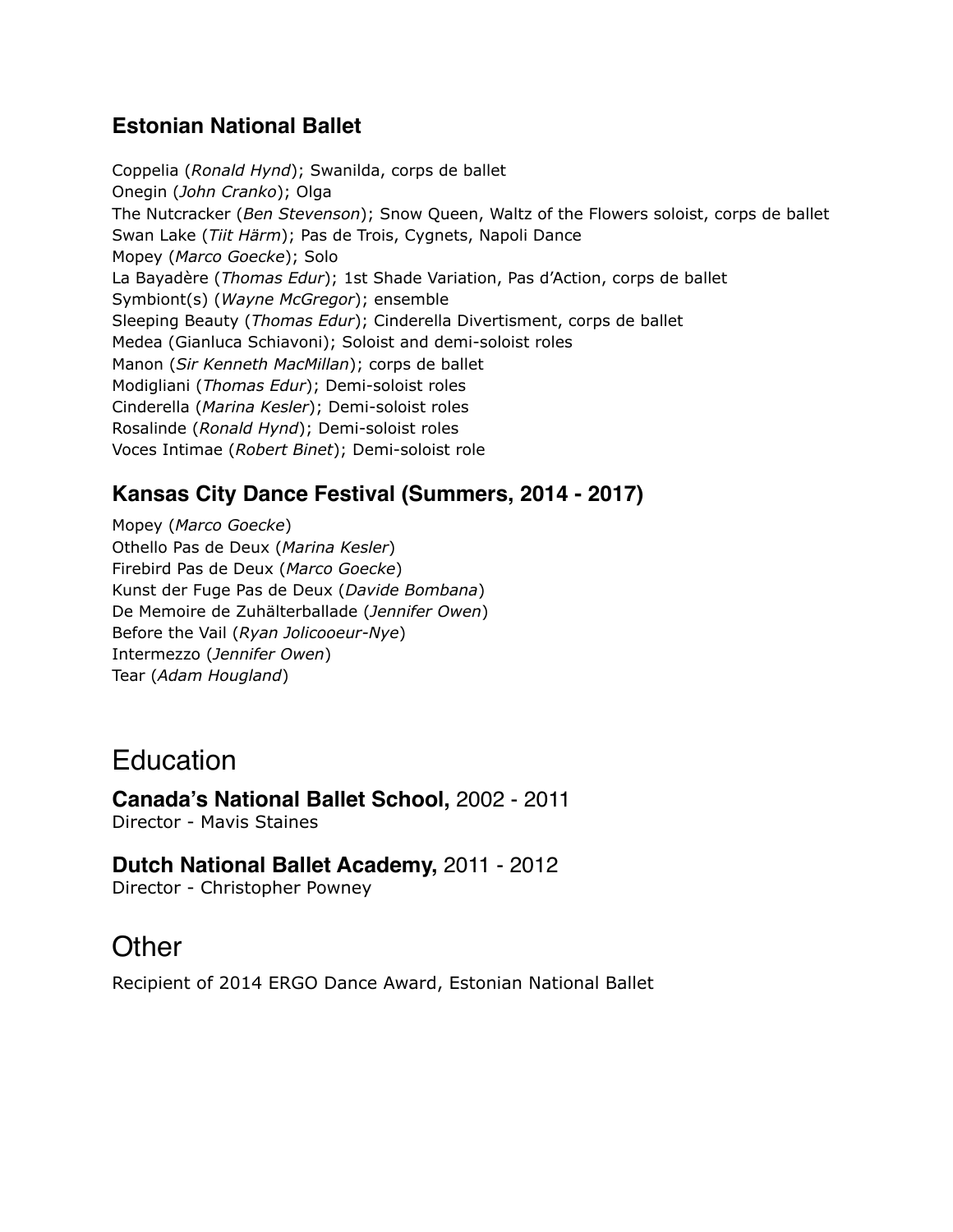### Estonian National Ballet

Coppelia (*Ronald Hynd*); Swanilda, corps de ballet
Onegin (*John Cranko*); Olga
The Nutcracker (*Ben Stevenson*); Snow Queen, Waltz of the Flowers soloist, corps de ballet
Swan Lake (*Tiit Härm*); Pas de Trois, Cygnets, Napoli Dance
Mopey (*Marco Goecke*); Solo
La Bayadère (*Thomas Edur*); 1st Shade Variation, Pas d'Action, corps de ballet
Symbiont(s) (*Wayne McGregor*); ensemble
Sleeping Beauty (*Thomas Edur*); Cinderella Divertisment, corps de ballet
Medea (Gianluca Schiavoni); Soloist and demi-soloist roles
Manon (*Sir Kenneth MacMillan*); corps de ballet
Modigliani (*Thomas Edur*); Demi-soloist roles
Cinderella (*Marina Kesler*); Demi-soloist roles
Rosalinde (*Ronald Hynd*); Demi-soloist roles
Voces Intimae (*Robert Binet*); Demi-soloist role

### Kansas City Dance Festival (Summers, 2014 - 2017)

Mopey (*Marco Goecke*)
Othello Pas de Deux (*Marina Kesler*)
Firebird Pas de Deux (*Marco Goecke*)
Kunst der Fuge Pas de Deux (*Davide Bombana*)
De Memoire de Zuhälterballade (*Jennifer Owen*)
Before the Vail (*Ryan Jolicooeur-Nye*)
Intermezzo (*Jennifer Owen*)
Tear (*Adam Hougland*)

## Education

**Canada's National Ballet School,** 2002 - 2011
Director - Mavis Staines

**Dutch National Ballet Academy,** 2011 - 2012
Director - Christopher Powney

## Other

Recipient of 2014 ERGO Dance Award, Estonian National Ballet